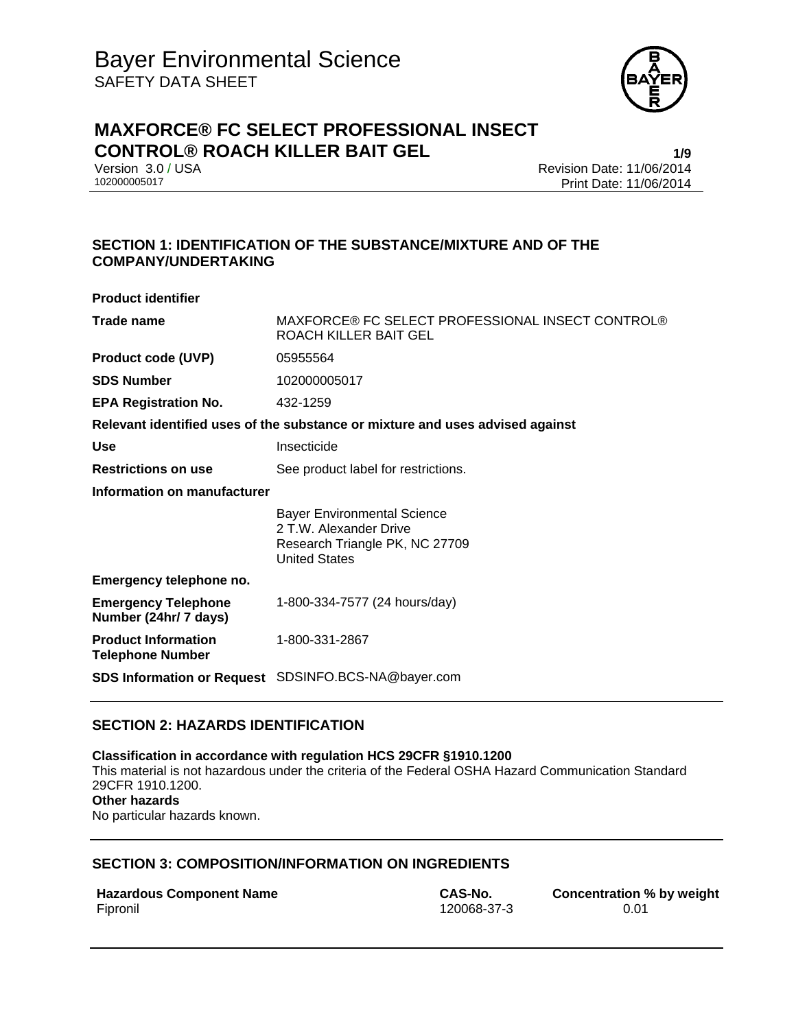# Bayer Environmental Science

SAFETY DATA SHEET

## MAXFORCE® FC SELECT PROFESSIONAL INSECT CONTROL® ROACH KILLER BAIT GEL

Version 3.0 / USA
102000005017

Revision Date: 11/06/2014
Print Date: 11/06/2014

### SECTION 1: IDENTIFICATION OF THE SUBSTANCE/MIXTURE AND OF THE COMPANY/UNDERTAKING

**Product identifier**

| | |
|---|---|
| **Trade name** | MAXFORCE® FC SELECT PROFESSIONAL INSECT CONTROL® ROACH KILLER BAIT GEL |
| **Product code (UVP)** | 05955564 |
| **SDS Number** | 102000005017 |
| **EPA Registration No.** | 432-1259 |

**Relevant identified uses of the substance or mixture and uses advised against**

| | |
|---|---|
| **Use** | Insecticide |
| **Restrictions on use** | See product label for restrictions. |

**Information on manufacturer**

Bayer Environmental Science
2 T.W. Alexander Drive
Research Triangle PK, NC 27709
United States

**Emergency telephone no.**

| | |
|---|---|
| **Emergency Telephone Number (24hr/ 7 days)** | 1-800-334-7577 (24 hours/day) |
| **Product Information Telephone Number** | 1-800-331-2867 |
| **SDS Information or Request** | SDSINFO.BCS-NA@bayer.com |

### SECTION 2: HAZARDS IDENTIFICATION

**Classification in accordance with regulation HCS 29CFR §1910.1200**
This material is not hazardous under the criteria of the Federal OSHA Hazard Communication Standard 29CFR 1910.1200.
**Other hazards**
No particular hazards known.

### SECTION 3: COMPOSITION/INFORMATION ON INGREDIENTS

| Hazardous Component Name | CAS-No. | Concentration % by weight |
|---|---|---|
| Fipronil | 120068-37-3 | 0.01 |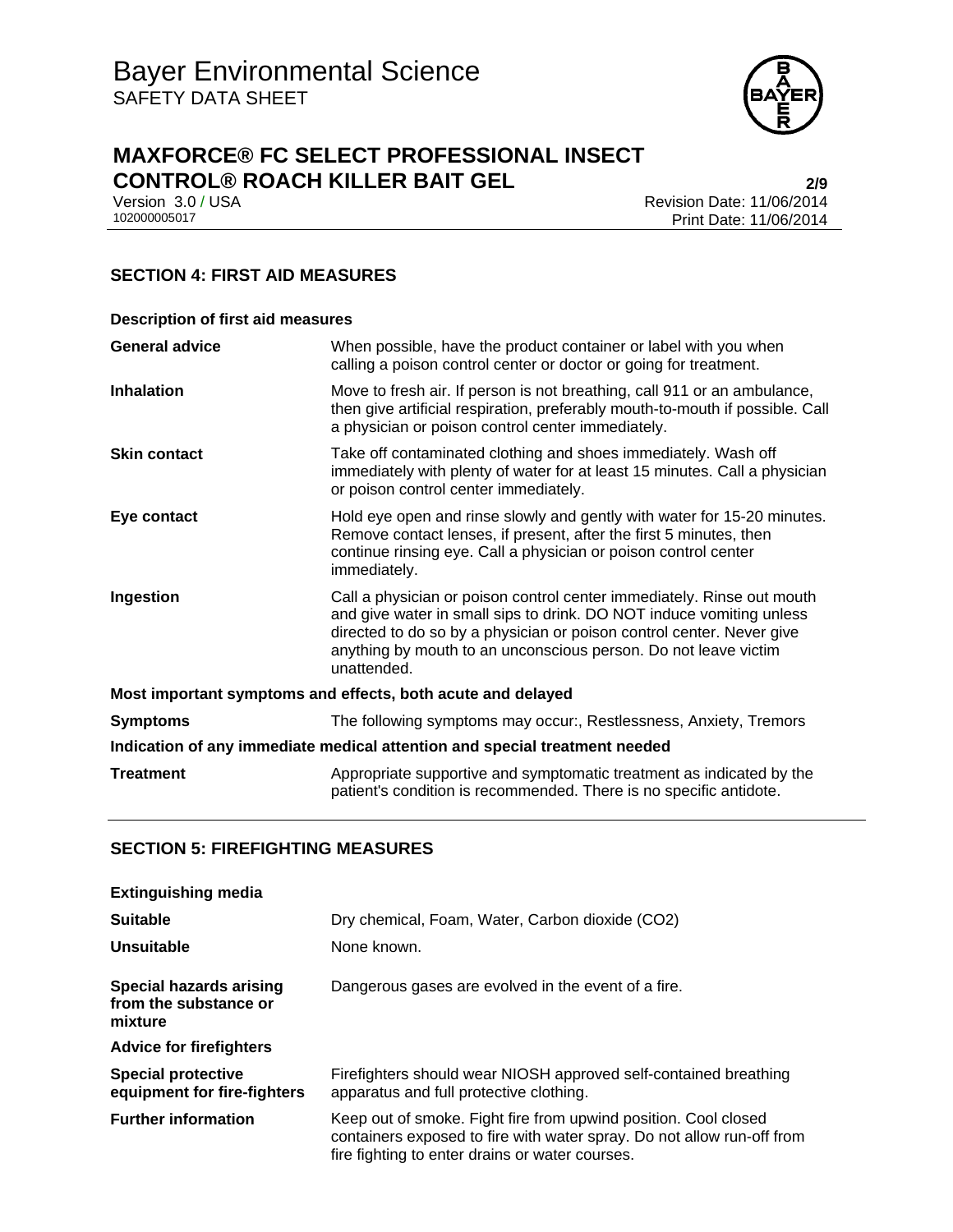## SECTION 4: FIRST AID MEASURES

**Description of first aid measures**

| | |
|---|---|
| **General advice** | When possible, have the product container or label with you when calling a poison control center or doctor or going for treatment. |
| **Inhalation** | Move to fresh air. If person is not breathing, call 911 or an ambulance, then give artificial respiration, preferably mouth-to-mouth if possible. Call a physician or poison control center immediately. |
| **Skin contact** | Take off contaminated clothing and shoes immediately. Wash off immediately with plenty of water for at least 15 minutes. Call a physician or poison control center immediately. |
| **Eye contact** | Hold eye open and rinse slowly and gently with water for 15-20 minutes. Remove contact lenses, if present, after the first 5 minutes, then continue rinsing eye. Call a physician or poison control center immediately. |
| **Ingestion** | Call a physician or poison control center immediately. Rinse out mouth and give water in small sips to drink. DO NOT induce vomiting unless directed to do so by a physician or poison control center. Never give anything by mouth to an unconscious person. Do not leave victim unattended. |

**Most important symptoms and effects, both acute and delayed**

| | |
|---|---|
| **Symptoms** | The following symptoms may occur:, Restlessness, Anxiety, Tremors |

**Indication of any immediate medical attention and special treatment needed**

| | |
|---|---|
| **Treatment** | Appropriate supportive and symptomatic treatment as indicated by the patient's condition is recommended. There is no specific antidote. |

## SECTION 5: FIREFIGHTING MEASURES

**Extinguishing media**

| | |
|---|---|
| **Suitable** | Dry chemical, Foam, Water, Carbon dioxide ($CO_2$) |
| **Unsuitable** | None known. |
| **Special hazards arising from the substance or mixture** | Dangerous gases are evolved in the event of a fire. |

**Advice for firefighters**

| | |
|---|---|
| **Special protective equipment for fire-fighters** | Firefighters should wear NIOSH approved self-contained breathing apparatus and full protective clothing. |
| **Further information** | Keep out of smoke. Fight fire from upwind position. Cool closed containers exposed to fire with water spray. Do not allow run-off from fire fighting to enter drains or water courses. |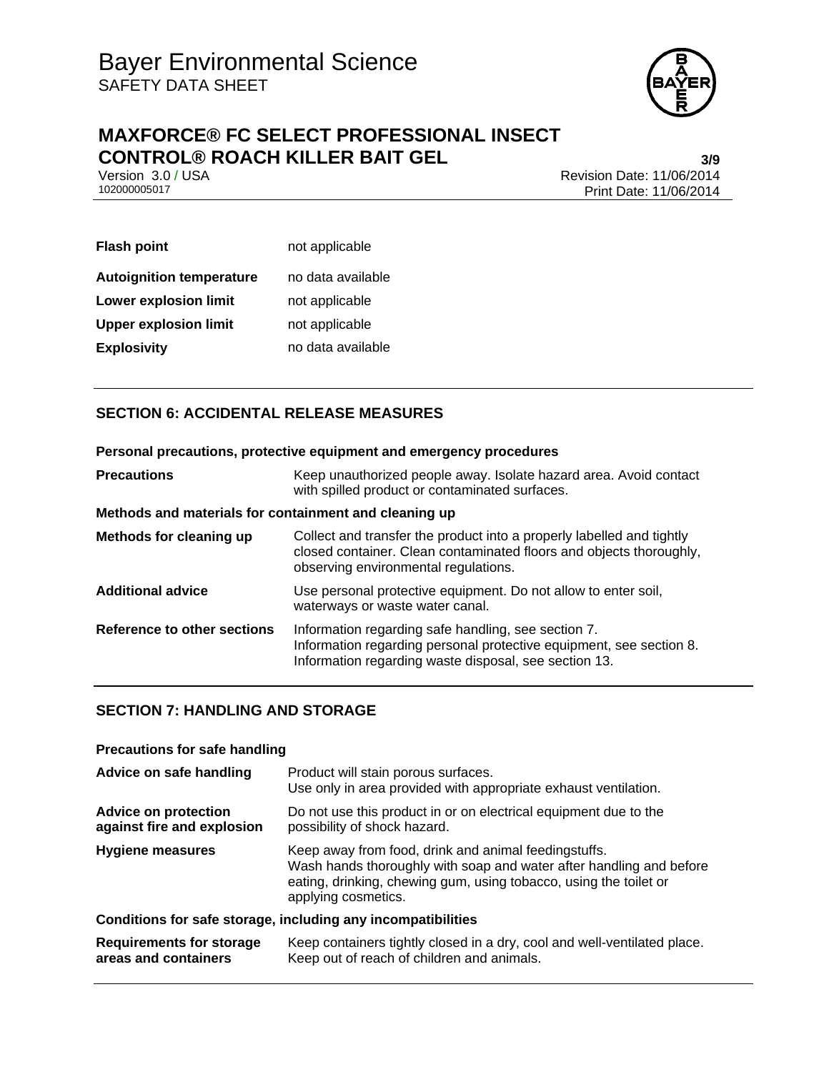| | |
|---|---|
| **Flash point** | not applicable |
| **Autoignition temperature** | no data available |
| **Lower explosion limit** | not applicable |
| **Upper explosion limit** | not applicable |
| **Explosivity** | no data available |

## SECTION 6: ACCIDENTAL RELEASE MEASURES

**Personal precautions, protective equipment and emergency procedures**

| | |
|---|---|
| **Precautions** | Keep unauthorized people away. Isolate hazard area. Avoid contact with spilled product or contaminated surfaces. |

**Methods and materials for containment and cleaning up**

| | |
|---|---|
| **Methods for cleaning up** | Collect and transfer the product into a properly labelled and tightly closed container. Clean contaminated floors and objects thoroughly, observing environmental regulations. |
| **Additional advice** | Use personal protective equipment. Do not allow to enter soil, waterways or waste water canal. |
| **Reference to other sections** | Information regarding safe handling, see section 7.<br>Information regarding personal protective equipment, see section 8.<br>Information regarding waste disposal, see section 13. |

## SECTION 7: HANDLING AND STORAGE

**Precautions for safe handling**

| | |
|---|---|
| **Advice on safe handling** | Product will stain porous surfaces.<br>Use only in area provided with appropriate exhaust ventilation. |
| **Advice on protection against fire and explosion** | Do not use this product in or on electrical equipment due to the possibility of shock hazard. |
| **Hygiene measures** | Keep away from food, drink and animal feedingstuffs.<br>Wash hands thoroughly with soap and water after handling and before eating, drinking, chewing gum, using tobacco, using the toilet or applying cosmetics. |

**Conditions for safe storage, including any incompatibilities**

| | |
|---|---|
| **Requirements for storage areas and containers** | Keep containers tightly closed in a dry, cool and well-ventilated place.<br>Keep out of reach of children and animals. |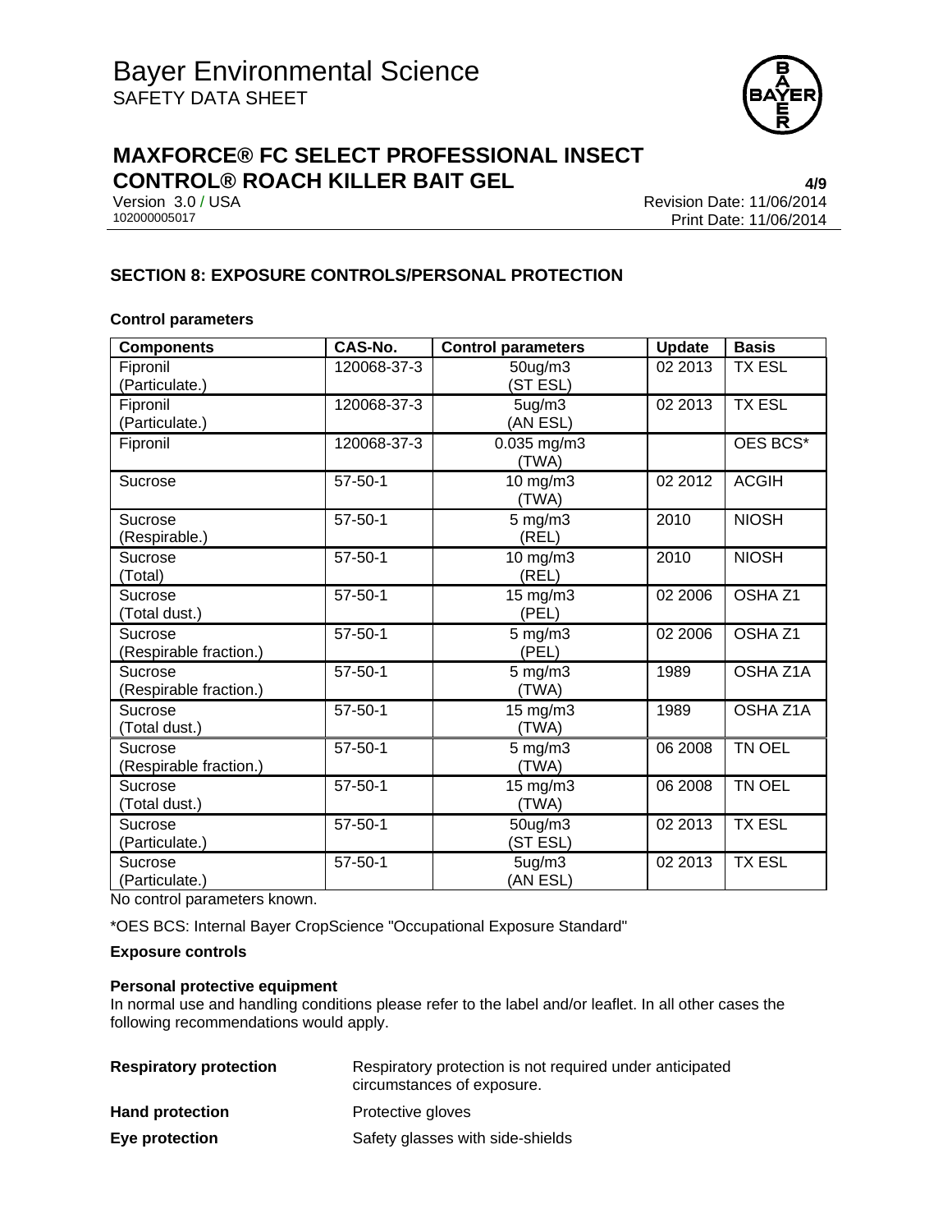## SECTION 8: EXPOSURE CONTROLS/PERSONAL PROTECTION

### Control parameters

| Components | CAS-No. | Control parameters | Update | Basis |
|---|---|---|---|---|
| Fipronil (Particulate.) | 120068-37-3 | 50ug/m3 (ST ESL) | 02 2013 | TX ESL |
| Fipronil (Particulate.) | 120068-37-3 | 5ug/m3 (AN ESL) | 02 2013 | TX ESL |
| Fipronil | 120068-37-3 | 0.035 mg/m3 (TWA) | | OES BCS* |
| Sucrose | 57-50-1 | 10 mg/m3 (TWA) | 02 2012 | ACGIH |
| Sucrose (Respirable.) | 57-50-1 | 5 mg/m3 (REL) | 2010 | NIOSH |
| Sucrose (Total) | 57-50-1 | 10 mg/m3 (REL) | 2010 | NIOSH |
| Sucrose (Total dust.) | 57-50-1 | 15 mg/m3 (PEL) | 02 2006 | OSHA Z1 |
| Sucrose (Respirable fraction.) | 57-50-1 | 5 mg/m3 (PEL) | 02 2006 | OSHA Z1 |
| Sucrose (Respirable fraction.) | 57-50-1 | 5 mg/m3 (TWA) | 1989 | OSHA Z1A |
| Sucrose (Total dust.) | 57-50-1 | 15 mg/m3 (TWA) | 1989 | OSHA Z1A |
| Sucrose (Respirable fraction.) | 57-50-1 | 5 mg/m3 (TWA) | 06 2008 | TN OEL |
| Sucrose (Total dust.) | 57-50-1 | 15 mg/m3 (TWA) | 06 2008 | TN OEL |
| Sucrose (Particulate.) | 57-50-1 | 50ug/m3 (ST ESL) | 02 2013 | TX ESL |
| Sucrose (Particulate.) | 57-50-1 | 5ug/m3 (AN ESL) | 02 2013 | TX ESL |

No control parameters known.

*OES BCS: Internal Bayer CropScience "Occupational Exposure Standard"

### Exposure controls

**Personal protective equipment**

In normal use and handling conditions please refer to the label and/or leaflet. In all other cases the following recommendations would apply.

**Respiratory protection** Respiratory protection is not required under anticipated circumstances of exposure.

**Hand protection** Protective gloves

**Eye protection** Safety glasses with side-shields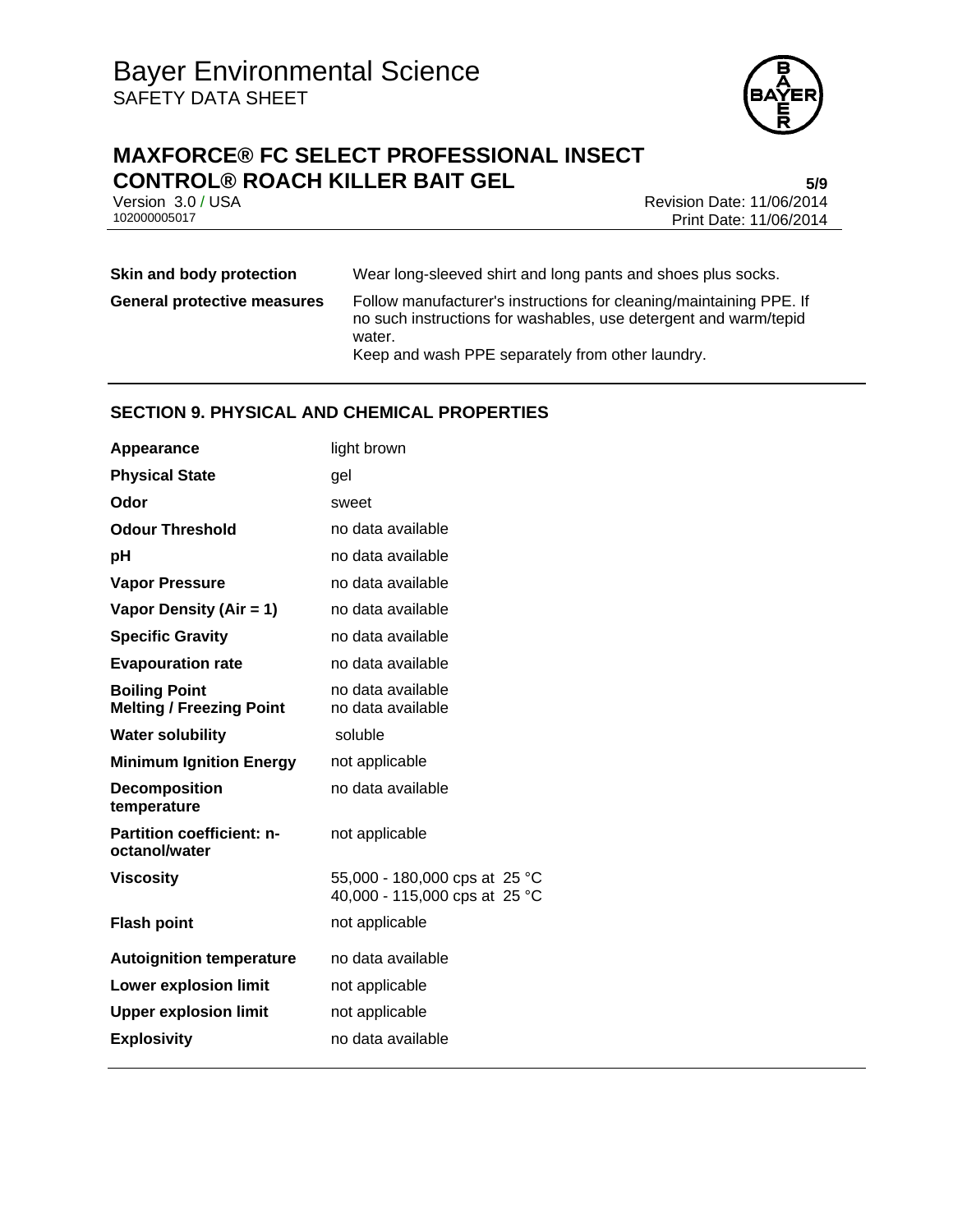| | |
|---|---|
| **Skin and body protection** | Wear long-sleeved shirt and long pants and shoes plus socks. |
| **General protective measures** | Follow manufacturer's instructions for cleaning/maintaining PPE. If no such instructions for washables, use detergent and warm/tepid water.<br>Keep and wash PPE separately from other laundry. |

## SECTION 9. PHYSICAL AND CHEMICAL PROPERTIES

| | |
|---|---|
| **Appearance** | light brown |
| **Physical State** | gel |
| **Odor** | sweet |
| **Odour Threshold** | no data available |
| **pH** | no data available |
| **Vapor Pressure** | no data available |
| **Vapor Density (Air = 1)** | no data available |
| **Specific Gravity** | no data available |
| **Evapouration rate** | no data available |
| **Boiling Point** | no data available |
| **Melting / Freezing Point** | no data available |
| **Water solubility** | soluble |
| **Minimum Ignition Energy** | not applicable |
| **Decomposition temperature** | no data available |
| **Partition coefficient: n-octanol/water** | not applicable |
| **Viscosity** | 55,000 - 180,000 cps at 25 °C<br>40,000 - 115,000 cps at 25 °C |
| **Flash point** | not applicable |
| **Autoignition temperature** | no data available |
| **Lower explosion limit** | not applicable |
| **Upper explosion limit** | not applicable |
| **Explosivity** | no data available |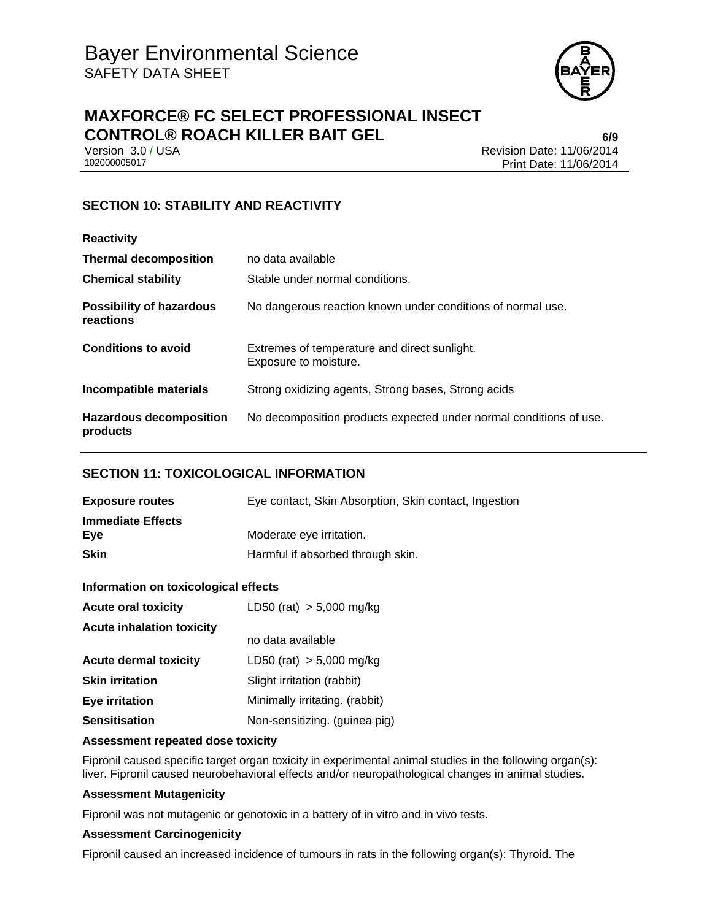## SECTION 10: STABILITY AND REACTIVITY

**Reactivity**

| | |
|---|---|
| **Thermal decomposition** | no data available |
| **Chemical stability** | Stable under normal conditions. |
| **Possibility of hazardous reactions** | No dangerous reaction known under conditions of normal use. |
| **Conditions to avoid** | Extremes of temperature and direct sunlight.<br>Exposure to moisture. |
| **Incompatible materials** | Strong oxidizing agents, Strong bases, Strong acids |
| **Hazardous decomposition products** | No decomposition products expected under normal conditions of use. |

## SECTION 11: TOXICOLOGICAL INFORMATION

| | |
|---|---|
| **Exposure routes** | Eye contact, Skin Absorption, Skin contact, Ingestion |
| **Immediate Effects** | |
| **Eye** | Moderate eye irritation. |
| **Skin** | Harmful if absorbed through skin. |

**Information on toxicological effects**

| | |
|---|---|
| **Acute oral toxicity** | LD50 (rat) > 5,000 mg/kg |
| **Acute inhalation toxicity** | no data available |
| **Acute dermal toxicity** | LD50 (rat) > 5,000 mg/kg |
| **Skin irritation** | Slight irritation (rabbit) |
| **Eye irritation** | Minimally irritating. (rabbit) |
| **Sensitisation** | Non-sensitizing. (guinea pig) |

**Assessment repeated dose toxicity**

Fipronil caused specific target organ toxicity in experimental animal studies in the following organ(s): liver. Fipronil caused neurobehavioral effects and/or neuropathological changes in animal studies.

**Assessment Mutagenicity**

Fipronil was not mutagenic or genotoxic in a battery of in vitro and in vivo tests.

**Assessment Carcinogenicity**

Fipronil caused an increased incidence of tumours in rats in the following organ(s): Thyroid. The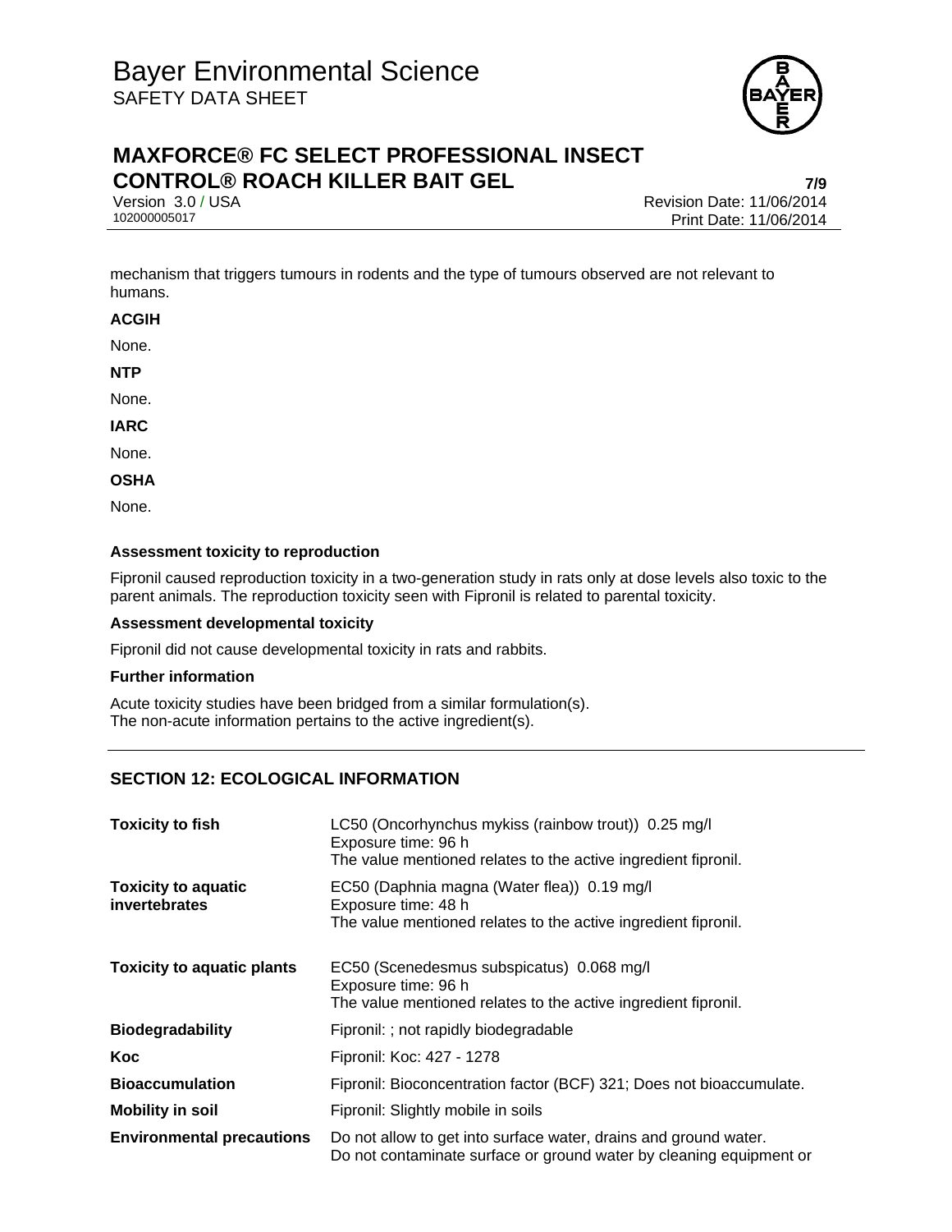mechanism that triggers tumours in rodents and the type of tumours observed are not relevant to humans.

**ACGIH**

None.

**NTP**

None.

**IARC**

None.

**OSHA**

None.

**Assessment toxicity to reproduction**

Fipronil caused reproduction toxicity in a two-generation study in rats only at dose levels also toxic to the parent animals. The reproduction toxicity seen with Fipronil is related to parental toxicity.

**Assessment developmental toxicity**

Fipronil did not cause developmental toxicity in rats and rabbits.

**Further information**

Acute toxicity studies have been bridged from a similar formulation(s).
The non-acute information pertains to the active ingredient(s).

## SECTION 12: ECOLOGICAL INFORMATION

| | |
|---|---|
| **Toxicity to fish** | LC50 (Oncorhynchus mykiss (rainbow trout)) 0.25 mg/l<br>Exposure time: 96 h<br>The value mentioned relates to the active ingredient fipronil. |
| **Toxicity to aquatic invertebrates** | EC50 (Daphnia magna (Water flea)) 0.19 mg/l<br>Exposure time: 48 h<br>The value mentioned relates to the active ingredient fipronil. |
| **Toxicity to aquatic plants** | EC50 (Scenedesmus subspicatus) 0.068 mg/l<br>Exposure time: 96 h<br>The value mentioned relates to the active ingredient fipronil. |
| **Biodegradability** | Fipronil: ; not rapidly biodegradable |
| **Koc** | Fipronil: Koc: 427 - 1278 |
| **Bioaccumulation** | Fipronil: Bioconcentration factor (BCF) 321; Does not bioaccumulate. |
| **Mobility in soil** | Fipronil: Slightly mobile in soils |
| **Environmental precautions** | Do not allow to get into surface water, drains and ground water.<br>Do not contaminate surface or ground water by cleaning equipment or |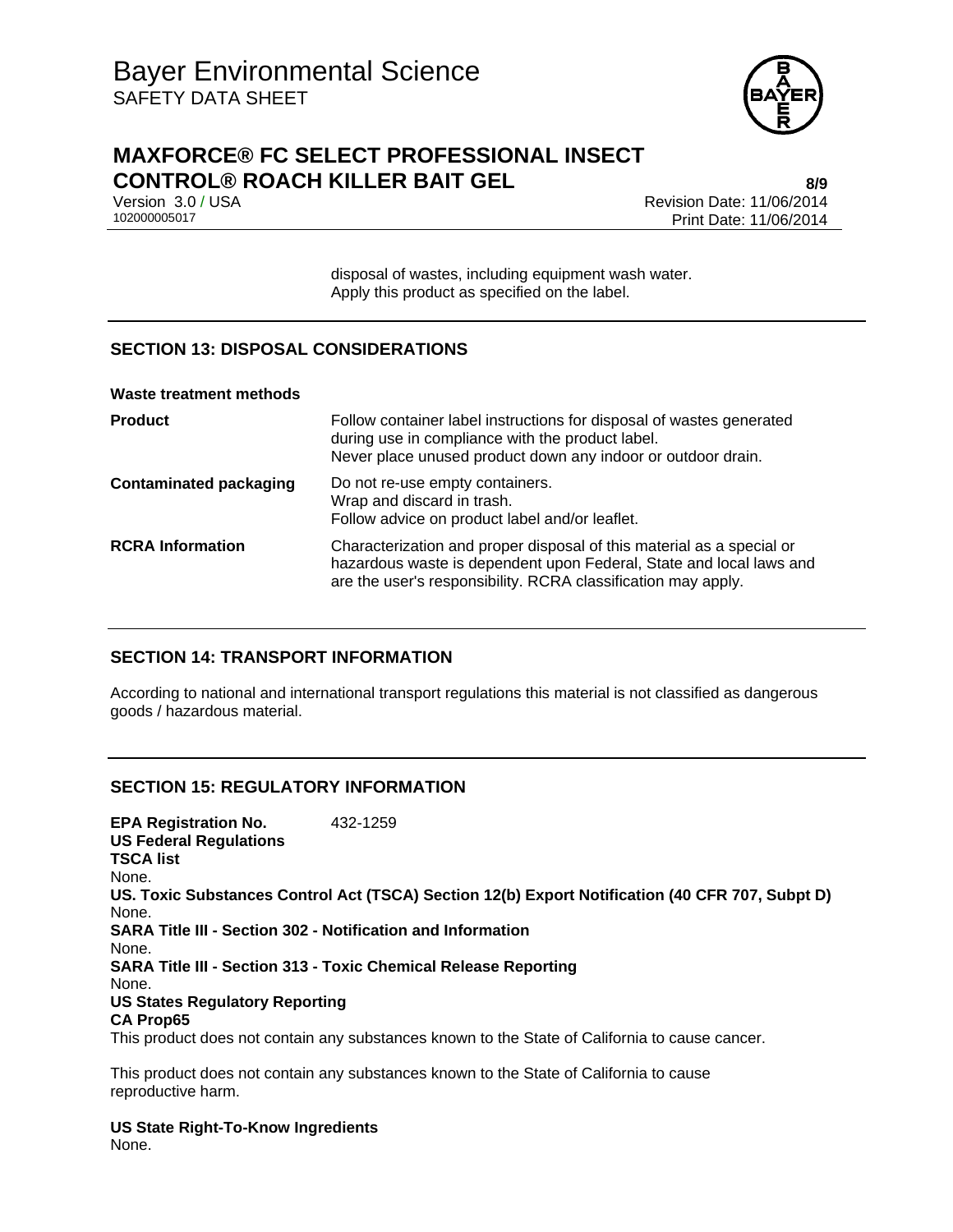disposal of wastes, including equipment wash water.
Apply this product as specified on the label.

## SECTION 13: DISPOSAL CONSIDERATIONS

**Waste treatment methods**

| | |
|---|---|
| **Product** | Follow container label instructions for disposal of wastes generated during use in compliance with the product label. Never place unused product down any indoor or outdoor drain. |
| **Contaminated packaging** | Do not re-use empty containers. Wrap and discard in trash. Follow advice on product label and/or leaflet. |
| **RCRA Information** | Characterization and proper disposal of this material as a special or hazardous waste is dependent upon Federal, State and local laws and are the user's responsibility. RCRA classification may apply. |

## SECTION 14: TRANSPORT INFORMATION

According to national and international transport regulations this material is not classified as dangerous goods / hazardous material.

## SECTION 15: REGULATORY INFORMATION

**EPA Registration No.** 432-1259

**US Federal Regulations**

**TSCA list**
None.

**US. Toxic Substances Control Act (TSCA) Section 12(b) Export Notification (40 CFR 707, Subpt D)**
None.

**SARA Title III - Section 302 - Notification and Information**
None.

**SARA Title III - Section 313 - Toxic Chemical Release Reporting**
None.

**US States Regulatory Reporting**

**CA Prop65**
This product does not contain any substances known to the State of California to cause cancer.

This product does not contain any substances known to the State of California to cause reproductive harm.

**US State Right-To-Know Ingredients**
None.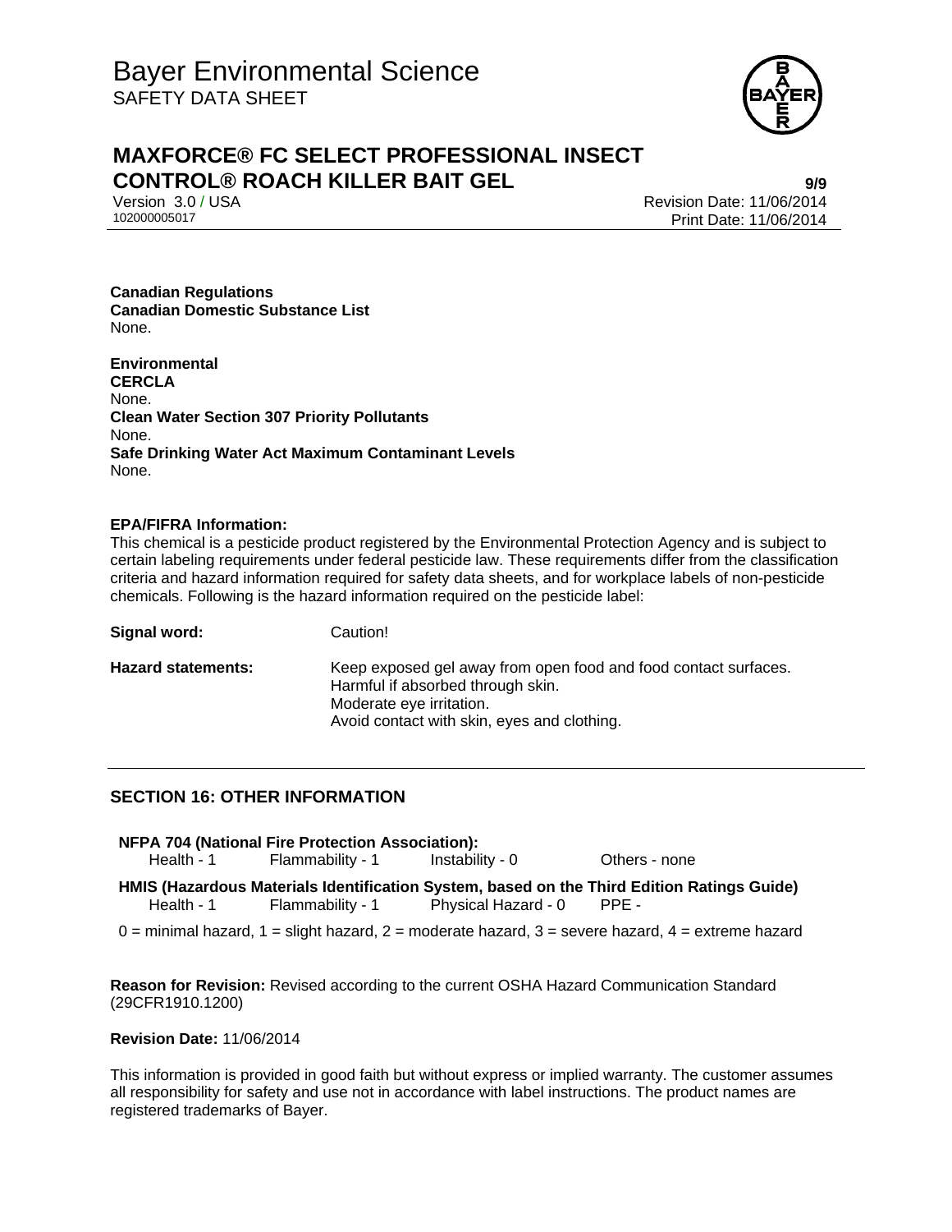**Canadian Regulations**
**Canadian Domestic Substance List**
None.

**Environmental**
**CERCLA**
None.
**Clean Water Section 307 Priority Pollutants**
None.
**Safe Drinking Water Act Maximum Contaminant Levels**
None.

**EPA/FIFRA Information:**
This chemical is a pesticide product registered by the Environmental Protection Agency and is subject to certain labeling requirements under federal pesticide law. These requirements differ from the classification criteria and hazard information required for safety data sheets, and for workplace labels of non-pesticide chemicals. Following is the hazard information required on the pesticide label:

**Signal word:** Caution!

**Hazard statements:** Keep exposed gel away from open food and food contact surfaces.
Harmful if absorbed through skin.
Moderate eye irritation.
Avoid contact with skin, eyes and clothing.

## SECTION 16: OTHER INFORMATION

**NFPA 704 (National Fire Protection Association):**

| | | | |
|---|---|---|---|
| Health - 1 | Flammability - 1 | Instability - 0 | Others - none |

**HMIS (Hazardous Materials Identification System, based on the Third Edition Ratings Guide)**

| | | | |
|---|---|---|---|
| Health - 1 | Flammability - 1 | Physical Hazard - 0 | PPE - |

0 = minimal hazard, 1 = slight hazard, 2 = moderate hazard, 3 = severe hazard, 4 = extreme hazard

**Reason for Revision:** Revised according to the current OSHA Hazard Communication Standard (29CFR1910.1200)

**Revision Date:** 11/06/2014

This information is provided in good faith but without express or implied warranty. The customer assumes all responsibility for safety and use not in accordance with label instructions. The product names are registered trademarks of Bayer.